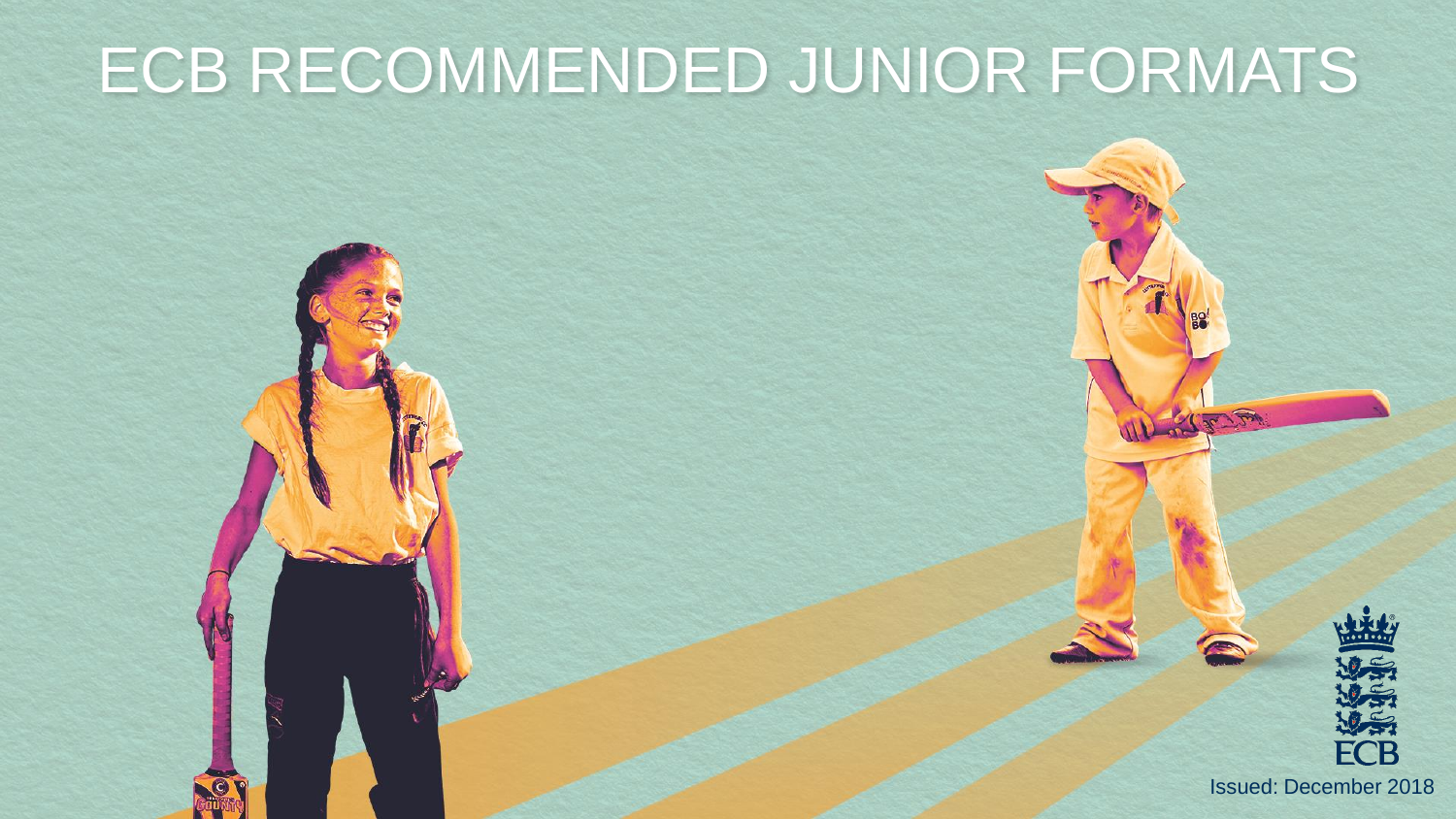# ECB RECOMMENDED JUNIOR FORMATS

ECB

Issued: December 2018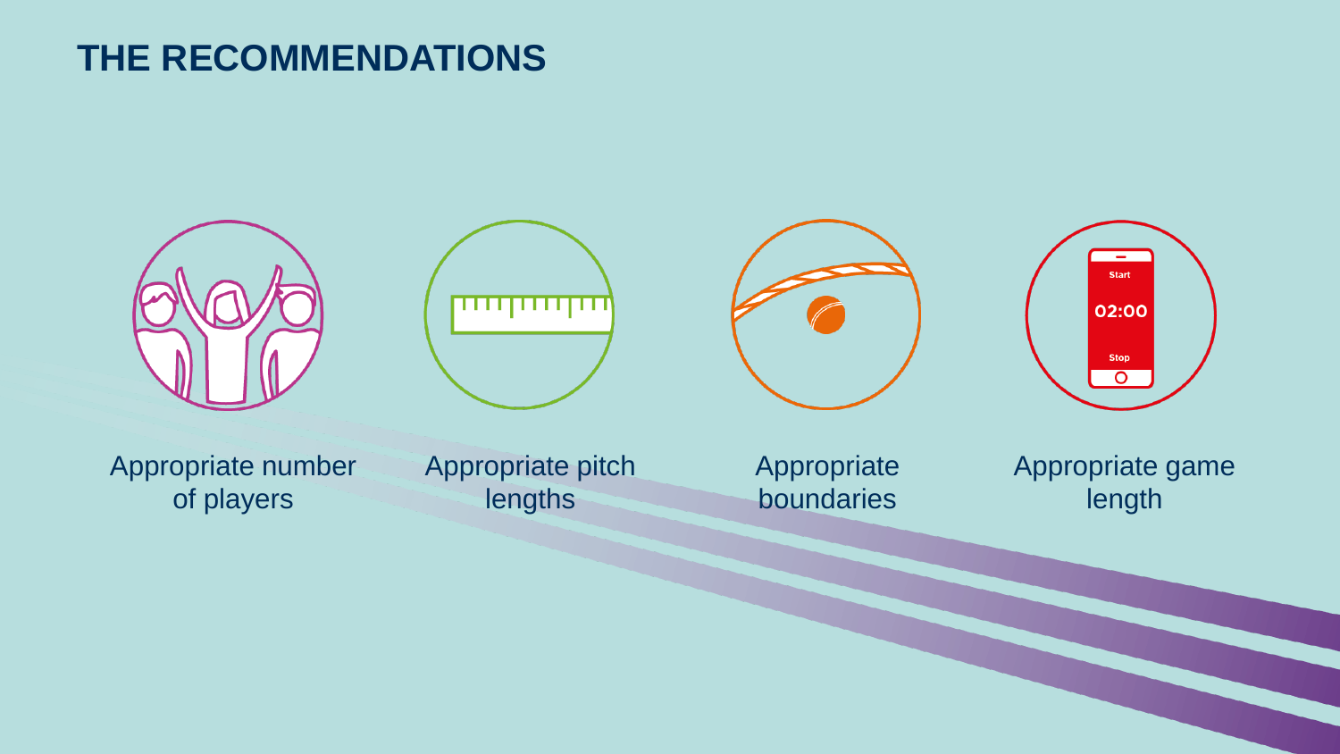# THE RECOMMENDATIONS

- Appropriate number of players
- Appropriate pitch lengths
- Appropriate boundaries
- Appropriate game length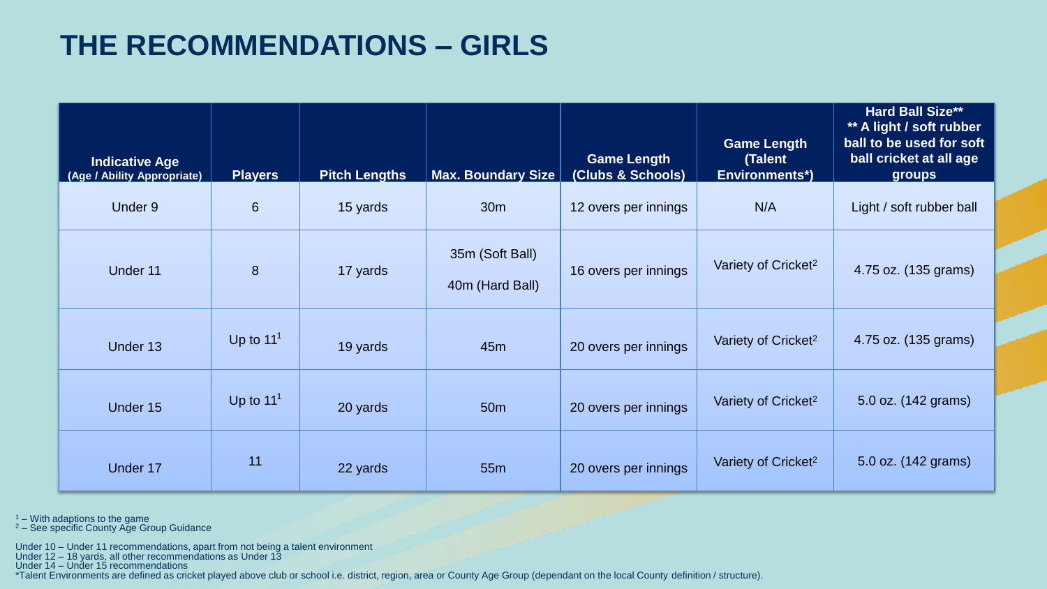# THE RECOMMENDATIONS – GIRLS

| Indicative Age (Age / Ability Appropriate) | Players | Pitch Lengths | Max. Boundary Size | Game Length (Clubs & Schools) | Game Length (Talent Environments*) | Hard Ball Size** ** A light / soft rubber ball to be used for soft ball cricket at all age groups |
|---|---|---|---|---|---|---|
| Under 9 | 6 | 15 yards | 30m | 12 overs per innings | N/A | Light / soft rubber ball |
| Under 11 | 8 | 17 yards | 35m (Soft Ball) 40m (Hard Ball) | 16 overs per innings | Variety of Cricket[2] | 4.75 oz. (135 grams) |
| Under 13 | Up to 11[1] | 19 yards | 45m | 20 overs per innings | Variety of Cricket[2] | 4.75 oz. (135 grams) |
| Under 15 | Up to 11[1] | 20 yards | 50m | 20 overs per innings | Variety of Cricket[2] | 5.0 oz. (142 grams) |
| Under 17 | 11 | 22 yards | 55m | 20 overs per innings | Variety of Cricket[2] | 5.0 oz. (142 grams) |

[1] – With adaptions to the game
[2] – See specific County Age Group Guidance

Under 10 – Under 11 recommendations, apart from not being a talent environment
Under 12 – 18 yards, all other recommendations as Under 13
Under 14 – Under 15 recommendations
*Talent Environments are defined as cricket played above club or school i.e. district, region, area or County Age Group (dependant on the local County definition / structure).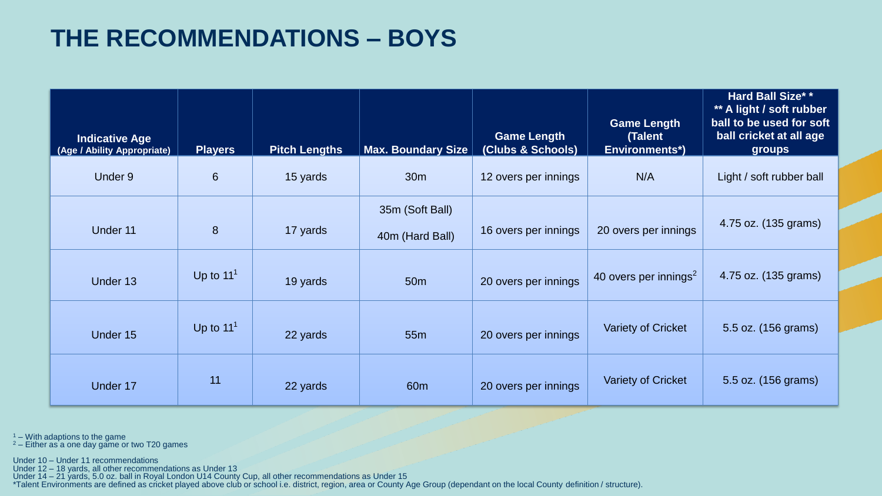# THE RECOMMENDATIONS – BOYS

| Indicative Age (Age / Ability Appropriate) | Players | Pitch Lengths | Max. Boundary Size | Game Length (Clubs & Schools) | Game Length (Talent Environments*) | Hard Ball Size* * ** A light / soft rubber ball to be used for soft ball cricket at all age groups |
|---|---|---|---|---|---|---|
| Under 9 | 6 | 15 yards | 30m | 12 overs per innings | N/A | Light / soft rubber ball |
| Under 11 | 8 | 17 yards | 35m (Soft Ball) 40m (Hard Ball) | 16 overs per innings | 20 overs per innings | 4.75 oz. (135 grams) |
| Under 13 | Up to 11[1] | 19 yards | 50m | 20 overs per innings | 40 overs per innings[2] | 4.75 oz. (135 grams) |
| Under 15 | Up to 11[1] | 22 yards | 55m | 20 overs per innings | Variety of Cricket | 5.5 oz. (156 grams) |
| Under 17 | 11 | 22 yards | 60m | 20 overs per innings | Variety of Cricket | 5.5 oz. (156 grams) |

[1] – With adaptions to the game
[2] – Either as a one day game or two T20 games

Under 10 – Under 11 recommendations
Under 12 – 18 yards, all other recommendations as Under 13
Under 14 – 21 yards, 5.0 oz. ball in Royal London U14 County Cup, all other recommendations as Under 15
*Talent Environments are defined as cricket played above club or school i.e. district, region, area or County Age Group (dependant on the local County definition / structure).